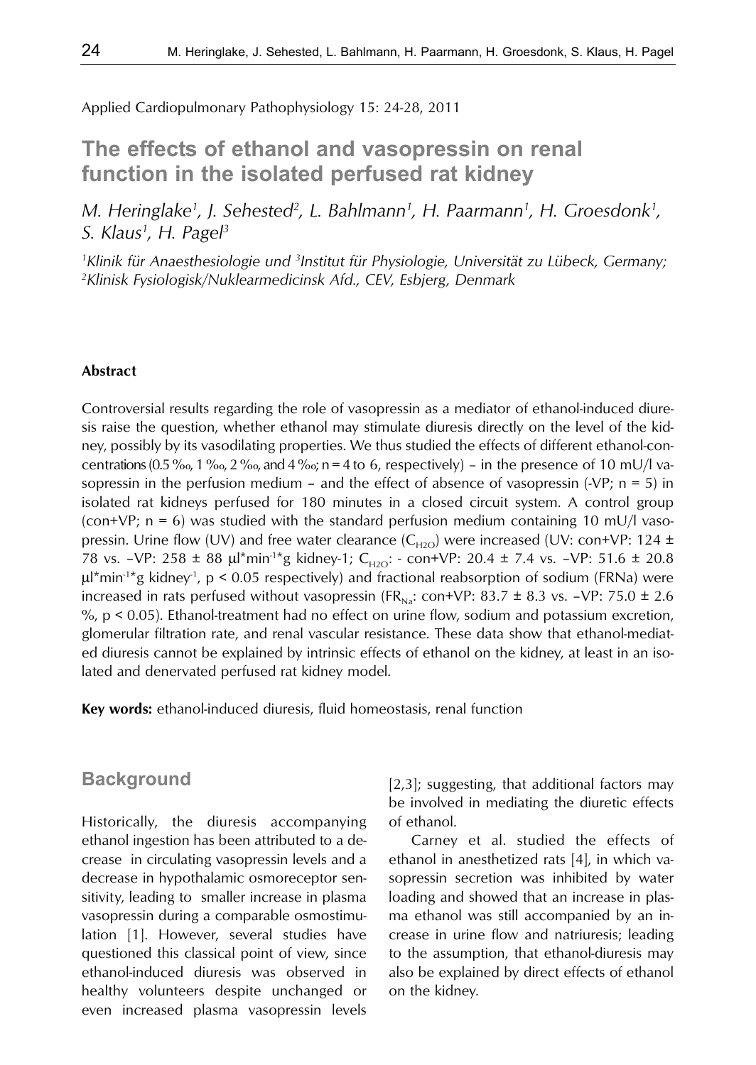Applied Cardiopulmonary Pathophysiology 15: 24-28, 2011

# The effects of ethanol and vasopressin on renal function in the isolated perfused rat kidney

*M. Heringlake[1], J. Sehested[2], L. Bahlmann[1], H. Paarmann[1], H. Groesdonk[1], S. Klaus[1], H. Pagel[3]*

*[1]Klinik für Anaesthesiologie und [3]Institut für Physiologie, Universität zu Lübeck, Germany; [2]Klinisk Fysiologisk/Nuklearmedicinsk Afd., CEV, Esbjerg, Denmark*

#### Abstract

Controversial results regarding the role of vasopressin as a mediator of ethanol-induced diuresis raise the question, whether ethanol may stimulate diuresis directly on the level of the kidney, possibly by its vasodilating properties. We thus studied the effects of different ethanol-concentrations (0.5 ‰, 1 ‰, 2 ‰, and 4 ‰; n = 4 to 6, respectively) – in the presence of 10 mU/l vasopressin in the perfusion medium – and the effect of absence of vasopressin (-VP; n = 5) in isolated rat kidneys perfused for 180 minutes in a closed circuit system. A control group (con+VP; n = 6) was studied with the standard perfusion medium containing 10 mU/l vasopressin. Urine flow (UV) and free water clearance ($C_{H2O}$) were increased (UV: con+VP: 124 ± 78 vs. –VP: 258 ± 88 µl*min$^{-1}$*g kidney-1; $C_{H2O}$: - con+VP: 20.4 ± 7.4 vs. –VP: 51.6 ± 20.8 µl*min$^{-1}$*g kidney$^{-1}$, $p < 0.05$ respectively) and fractional reabsorption of sodium (FRNa) were increased in rats perfused without vasopressin ($FR_{Na}$: con+VP: 83.7 ± 8.3 vs. –VP: 75.0 ± 2.6 %, $p < 0.05$). Ethanol-treatment had no effect on urine flow, sodium and potassium excretion, glomerular filtration rate, and renal vascular resistance. These data show that ethanol-mediated diuresis cannot be explained by intrinsic effects of ethanol on the kidney, at least in an isolated and denervated perfused rat kidney model.

**Key words:** ethanol-induced diuresis, fluid homeostasis, renal function

## Background

Historically, the diuresis accompanying ethanol ingestion has been attributed to a decrease in circulating vasopressin levels and a decrease in hypothalamic osmoreceptor sensitivity, leading to smaller increase in plasma vasopressin during a comparable osmostimulation [1]. However, several studies have questioned this classical point of view, since ethanol-induced diuresis was observed in healthy volunteers despite unchanged or even increased plasma vasopressin levels [2,3]; suggesting, that additional factors may be involved in mediating the diuretic effects of ethanol.

Carney et al. studied the effects of ethanol in anesthetized rats [4], in which vasopressin secretion was inhibited by water loading and showed that an increase in plasma ethanol was still accompanied by an increase in urine flow and natriuresis; leading to the assumption, that ethanol-diuresis may also be explained by direct effects of ethanol on the kidney.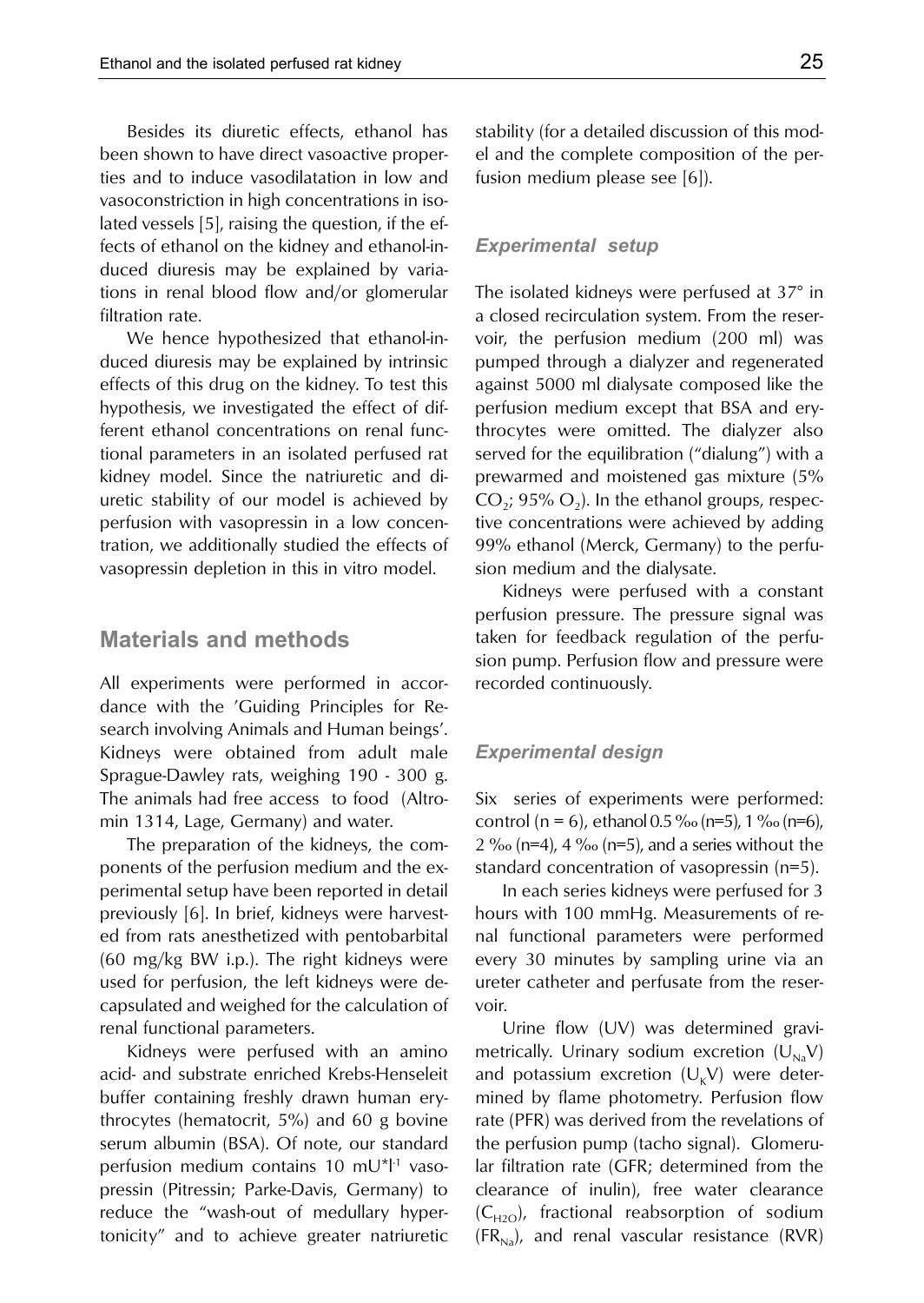Besides its diuretic effects, ethanol has been shown to have direct vasoactive properties and to induce vasodilatation in low and vasoconstriction in high concentrations in isolated vessels [5], raising the question, if the effects of ethanol on the kidney and ethanol-induced diuresis may be explained by variations in renal blood flow and/or glomerular filtration rate.

We hence hypothesized that ethanol-induced diuresis may be explained by intrinsic effects of this drug on the kidney. To test this hypothesis, we investigated the effect of different ethanol concentrations on renal functional parameters in an isolated perfused rat kidney model. Since the natriuretic and diuretic stability of our model is achieved by perfusion with vasopressin in a low concentration, we additionally studied the effects of vasopressin depletion in this in vitro model.

## Materials and methods

All experiments were performed in accordance with the 'Guiding Principles for Research involving Animals and Human beings'. Kidneys were obtained from adult male Sprague-Dawley rats, weighing 190 - 300 g. The animals had free access to food (Altromin 1314, Lage, Germany) and water.

The preparation of the kidneys, the components of the perfusion medium and the experimental setup have been reported in detail previously [6]. In brief, kidneys were harvested from rats anesthetized with pentobarbital (60 mg/kg BW i.p.). The right kidneys were used for perfusion, the left kidneys were decapsulated and weighed for the calculation of renal functional parameters.

Kidneys were perfused with an amino acid- and substrate enriched Krebs-Henseleit buffer containing freshly drawn human erythrocytes (hematocrit, 5%) and 60 g bovine serum albumin (BSA). Of note, our standard perfusion medium contains 10 $mU*l^{-1}$ vasopressin (Pitressin; Parke-Davis, Germany) to reduce the "wash-out of medullary hypertonicity" and to achieve greater natriuretic stability (for a detailed discussion of this model and the complete composition of the perfusion medium please see [6]).

### *Experimental setup*

The isolated kidneys were perfused at 37° in a closed recirculation system. From the reservoir, the perfusion medium (200 ml) was pumped through a dialyzer and regenerated against 5000 ml dialysate composed like the perfusion medium except that BSA and erythrocytes were omitted. The dialyzer also served for the equilibration ("dialung") with a prewarmed and moistened gas mixture (5% $CO_2$; 95% $O_2$). In the ethanol groups, respective concentrations were achieved by adding 99% ethanol (Merck, Germany) to the perfusion medium and the dialysate.

Kidneys were perfused with a constant perfusion pressure. The pressure signal was taken for feedback regulation of the perfusion pump. Perfusion flow and pressure were recorded continuously.

### *Experimental design*

Six series of experiments were performed: control (n = 6), ethanol 0.5 ‰ (n=5), 1 ‰ (n=6), 2 ‰ (n=4), 4 ‰ (n=5), and a series without the standard concentration of vasopressin (n=5).

In each series kidneys were perfused for 3 hours with 100 mmHg. Measurements of renal functional parameters were performed every 30 minutes by sampling urine via an ureter catheter and perfusate from the reservoir.

Urine flow (UV) was determined gravimetrically. Urinary sodium excretion ($U_{Na}V$) and potassium excretion ($U_KV$) were determined by flame photometry. Perfusion flow rate (PFR) was derived from the revelations of the perfusion pump (tacho signal). Glomerular filtration rate (GFR; determined from the clearance of inulin), free water clearance ($C_{H2O}$), fractional reabsorption of sodium ($FR_{Na}$), and renal vascular resistance (RVR)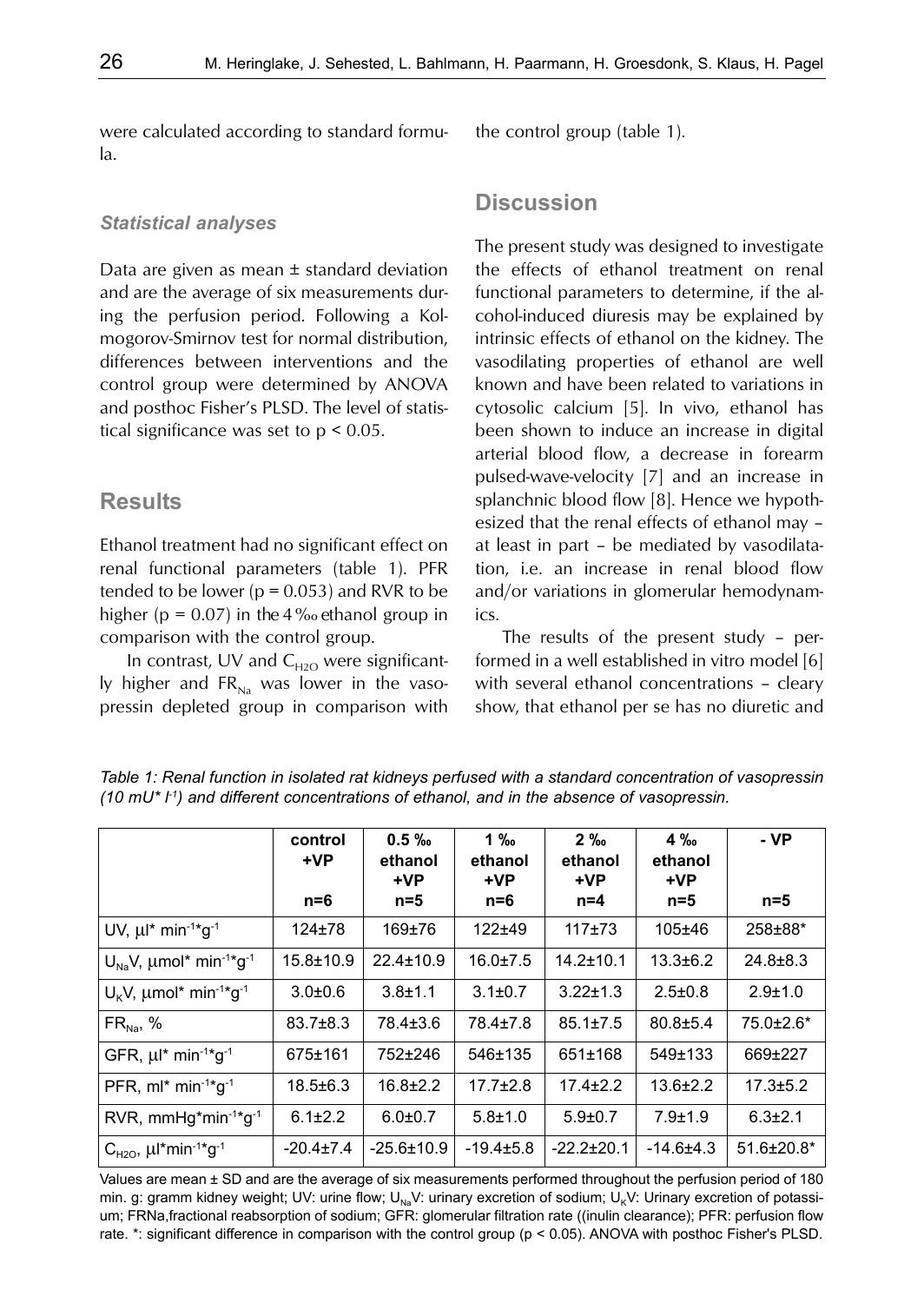were calculated according to standard formula.

### *Statistical analyses*

Data are given as mean ± standard deviation and are the average of six measurements during the perfusion period. Following a Kolmogorov-Smirnov test for normal distribution, differences between interventions and the control group were determined by ANOVA and posthoc Fisher's PLSD. The level of statistical significance was set to $p < 0.05$.

## Results

Ethanol treatment had no significant effect on renal functional parameters (table 1). PFR tended to be lower ($p = 0.053$) and RVR to be higher ($p = 0.07$) in the 4 ‰ ethanol group in comparison with the control group.

In contrast, UV and $C_{H2O}$ were significantly higher and $FR_{Na}$ was lower in the vasopressin depleted group in comparison with the control group (table 1).

## Discussion

The present study was designed to investigate the effects of ethanol treatment on renal functional parameters to determine, if the alcohol-induced diuresis may be explained by intrinsic effects of ethanol on the kidney. The vasodilating properties of ethanol are well known and have been related to variations in cytosolic calcium [5]. In vivo, ethanol has been shown to induce an increase in digital arterial blood flow, a decrease in forearm pulsed-wave-velocity [7] and an increase in splanchnic blood flow [8]. Hence we hypothesized that the renal effects of ethanol may – at least in part – be mediated by vasodilatation, i.e. an increase in renal blood flow and/or variations in glomerular hemodynamics.

The results of the present study – performed in a well established in vitro model [6] with several ethanol concentrations – cleary show, that ethanol per se has no diuretic and

*Table 1: Renal function in isolated rat kidneys perfused with a standard concentration of vasopressin (10 mU* l-1) and different concentrations of ethanol, and in the absence of vasopressin.*

| | control +VP n=6 | 0.5 ‰ ethanol +VP n=5 | 1 ‰ ethanol +VP n=6 | 2 ‰ ethanol +VP n=4 | 4 ‰ ethanol +VP n=5 | - VP n=5 |
|---|---|---|---|---|---|---|
| UV, $\mu l \cdot min^{-1} \cdot g^{-1}$ | 124±78 | 169±76 | 122±49 | 117±73 | 105±46 | 258±88* |
| $U_{Na}V$, $\mu mol \cdot min^{-1} \cdot g^{-1}$ | 15.8±10.9 | 22.4±10.9 | 16.0±7.5 | 14.2±10.1 | 13.3±6.2 | 24.8±8.3 |
| $U_KV$, $\mu mol \cdot min^{-1} \cdot g^{-1}$ | 3.0±0.6 | 3.8±1.1 | 3.1±0.7 | 3.22±1.3 | 2.5±0.8 | 2.9±1.0 |
| $FR_{Na}$, % | 83.7±8.3 | 78.4±3.6 | 78.4±7.8 | 85.1±7.5 | 80.8±5.4 | 75.0±2.6* |
| GFR, $\mu l \cdot min^{-1} \cdot g^{-1}$ | 675±161 | 752±246 | 546±135 | 651±168 | 549±133 | 669±227 |
| PFR, $ml \cdot min^{-1} \cdot g^{-1}$ | 18.5±6.3 | 16.8±2.2 | 17.7±2.8 | 17.4±2.2 | 13.6±2.2 | 17.3±5.2 |
| RVR, $mmHg \cdot min^{-1} \cdot g^{-1}$ | 6.1±2.2 | 6.0±0.7 | 5.8±1.0 | 5.9±0.7 | 7.9±1.9 | 6.3±2.1 |
| $C_{H2O}$, $\mu l \cdot min^{-1} \cdot g^{-1}$ | -20.4±7.4 | -25.6±10.9 | -19.4±5.8 | -22.2±20.1 | -14.6±4.3 | 51.6±20.8* |

Values are mean ± SD and are the average of six measurements performed throughout the perfusion period of 180 min. g: gramm kidney weight; UV: urine flow; $U_{Na}V$: urinary excretion of sodium; $U_KV$: Urinary excretion of potassium; FRNa,fractional reabsorption of sodium; GFR: glomerular filtration rate ((inulin clearance); PFR: perfusion flow rate. *: significant difference in comparison with the control group ($p < 0.05$). ANOVA with posthoc Fisher's PLSD.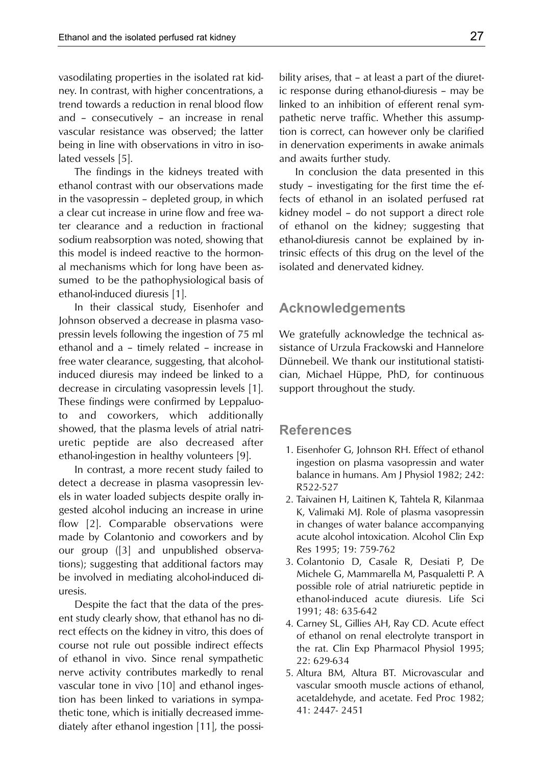vasodilating properties in the isolated rat kidney. In contrast, with higher concentrations, a trend towards a reduction in renal blood flow and – consecutively – an increase in renal vascular resistance was observed; the latter being in line with observations in vitro in isolated vessels [5].

The findings in the kidneys treated with ethanol contrast with our observations made in the vasopressin – depleted group, in which a clear cut increase in urine flow and free water clearance and a reduction in fractional sodium reabsorption was noted, showing that this model is indeed reactive to the hormonal mechanisms which for long have been assumed to be the pathophysiological basis of ethanol-induced diuresis [1].

In their classical study, Eisenhofer and Johnson observed a decrease in plasma vasopressin levels following the ingestion of 75 ml ethanol and a – timely related – increase in free water clearance, suggesting, that alcohol-induced diuresis may indeed be linked to a decrease in circulating vasopressin levels [1]. These findings were confirmed by Leppaluoto and coworkers, which additionally showed, that the plasma levels of atrial natriuretic peptide are also decreased after ethanol-ingestion in healthy volunteers [9].

In contrast, a more recent study failed to detect a decrease in plasma vasopressin levels in water loaded subjects despite orally ingested alcohol inducing an increase in urine flow [2]. Comparable observations were made by Colantonio and coworkers and by our group ([3] and unpublished observations); suggesting that additional factors may be involved in mediating alcohol-induced diuresis.

Despite the fact that the data of the present study clearly show, that ethanol has no direct effects on the kidney in vitro, this does of course not rule out possible indirect effects of ethanol in vivo. Since renal sympathetic nerve activity contributes markedly to renal vascular tone in vivo [10] and ethanol ingestion has been linked to variations in sympathetic tone, which is initially decreased immediately after ethanol ingestion [11], the possibility arises, that – at least a part of the diuretic response during ethanol-diuresis – may be linked to an inhibition of efferent renal sympathetic nerve traffic. Whether this assumption is correct, can however only be clarified in denervation experiments in awake animals and awaits further study.

In conclusion the data presented in this study – investigating for the first time the effects of ethanol in an isolated perfused rat kidney model – do not support a direct role of ethanol on the kidney; suggesting that ethanol-diuresis cannot be explained by intrinsic effects of this drug on the level of the isolated and denervated kidney.

## Acknowledgements

We gratefully acknowledge the technical assistance of Urzula Frackowski and Hannelore Dünnebeil. We thank our institutional statistician, Michael Hüppe, PhD, for continuous support throughout the study.

## References

1. Eisenhofer G, Johnson RH. Effect of ethanol ingestion on plasma vasopressin and water balance in humans. Am J Physiol 1982; 242: R522-527
2. Taivainen H, Laitinen K, Tahtela R, Kilanmaa K, Valimaki MJ. Role of plasma vasopressin in changes of water balance accompanying acute alcohol intoxication. Alcohol Clin Exp Res 1995; 19: 759-762
3. Colantonio D, Casale R, Desiati P, De Michele G, Mammarella M, Pasqualetti P. A possible role of atrial natriuretic peptide in ethanol-induced acute diuresis. Life Sci 1991; 48: 635-642
4. Carney SL, Gillies AH, Ray CD. Acute effect of ethanol on renal electrolyte transport in the rat. Clin Exp Pharmacol Physiol 1995; 22: 629-634
5. Altura BM, Altura BT. Microvascular and vascular smooth muscle actions of ethanol, acetaldehyde, and acetate. Fed Proc 1982; 41: 2447- 2451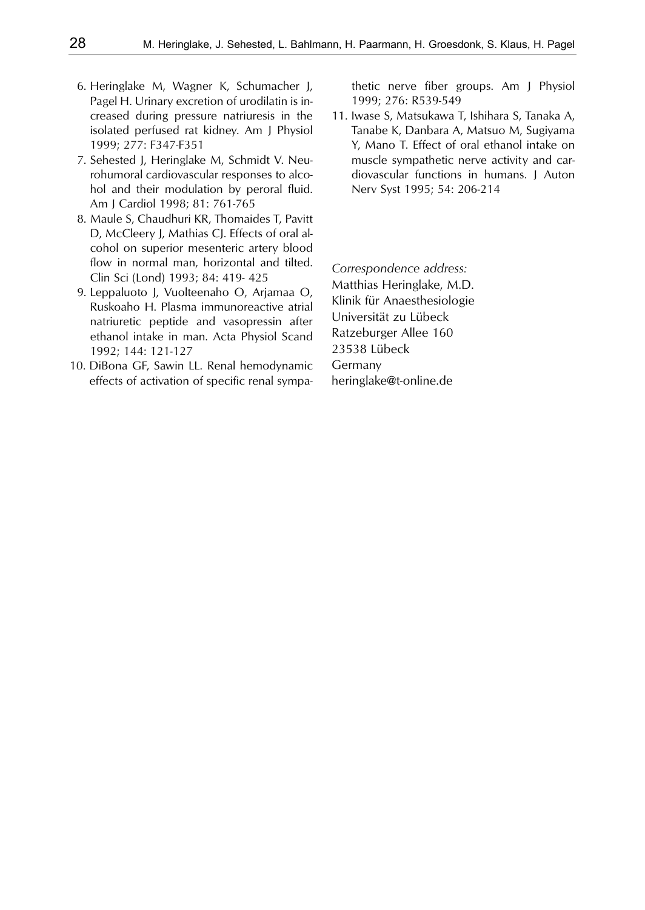6. Heringlake M, Wagner K, Schumacher J, Pagel H. Urinary excretion of urodilatin is increased during pressure natriuresis in the isolated perfused rat kidney. Am J Physiol 1999; 277: F347-F351
7. Sehested J, Heringlake M, Schmidt V. Neurohumoral cardiovascular responses to alcohol and their modulation by peroral fluid. Am J Cardiol 1998; 81: 761-765
8. Maule S, Chaudhuri KR, Thomaides T, Pavitt D, McCleery J, Mathias CJ. Effects of oral alcohol on superior mesenteric artery blood flow in normal man, horizontal and tilted. Clin Sci (Lond) 1993; 84: 419- 425
9. Leppaluoto J, Vuolteenaho O, Arjamaa O, Ruskoaho H. Plasma immunoreactive atrial natriuretic peptide and vasopressin after ethanol intake in man. Acta Physiol Scand 1992; 144: 121-127
10. DiBona GF, Sawin LL. Renal hemodynamic effects of activation of specific renal sympathetic nerve fiber groups. Am J Physiol 1999; 276: R539-549
11. Iwase S, Matsukawa T, Ishihara S, Tanaka A, Tanabe K, Danbara A, Matsuo M, Sugiyama Y, Mano T. Effect of oral ethanol intake on muscle sympathetic nerve activity and cardiovascular functions in humans. J Auton Nerv Syst 1995; 54: 206-214

*Correspondence address:*
Matthias Heringlake, M.D.
Klinik für Anaesthesiologie
Universität zu Lübeck
Ratzeburger Allee 160
23538 Lübeck
Germany
heringlake@t-online.de